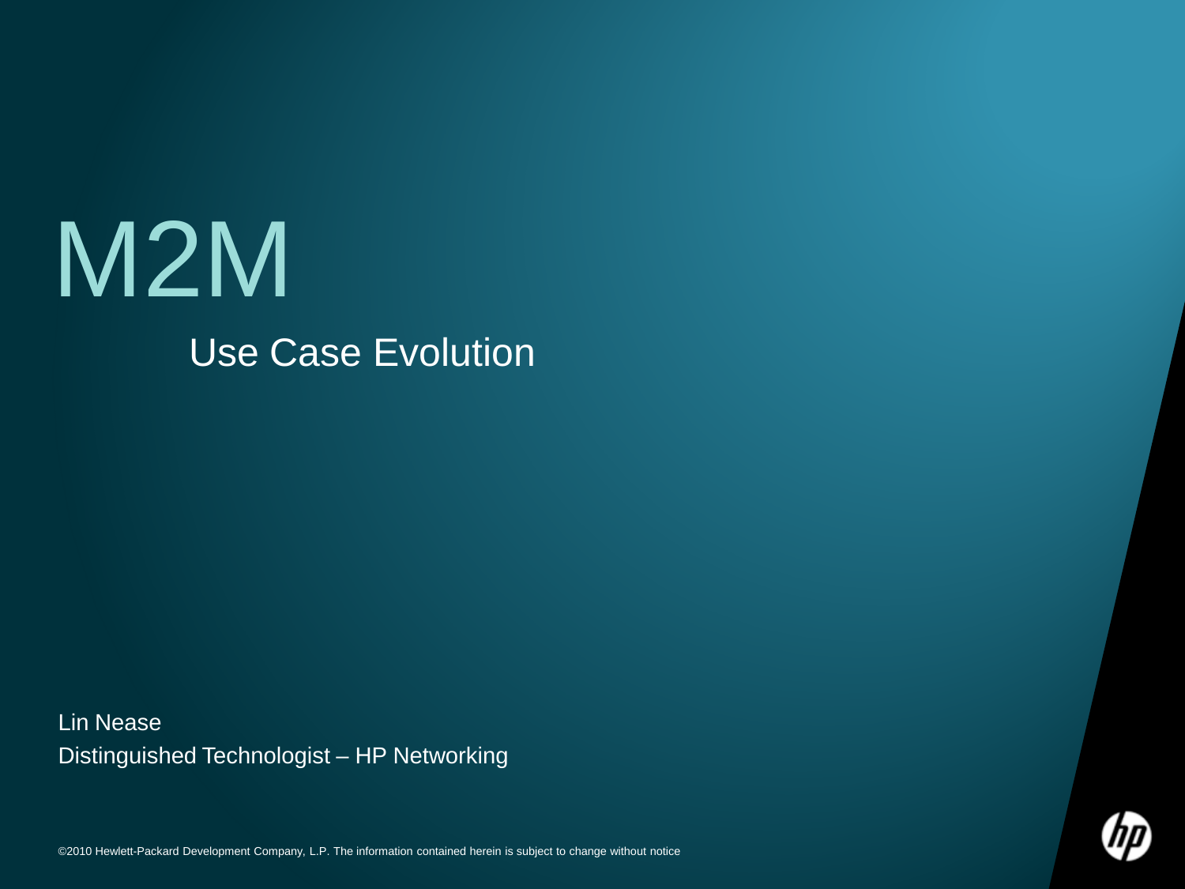# M2M

## Use Case Evolution

Lin Nease

Distinguished Technologist – HP Networking

©2010 Hewlett-Packard Development Company, L.P. The information contained herein is subject to change without notice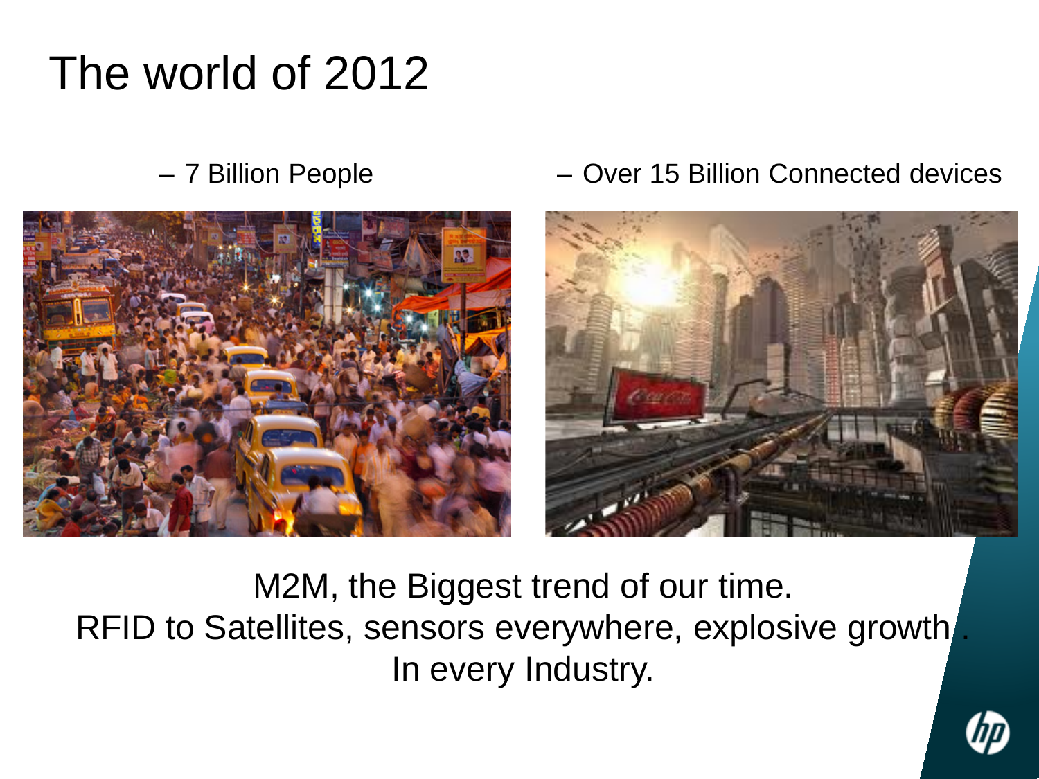# The world of 2012

- 7 Billion People
- Over 15 Billion Connected devices

M2M, the Biggest trend of our time.
RFID to Satellites, sensors everywhere, explosive growth .
In every Industry.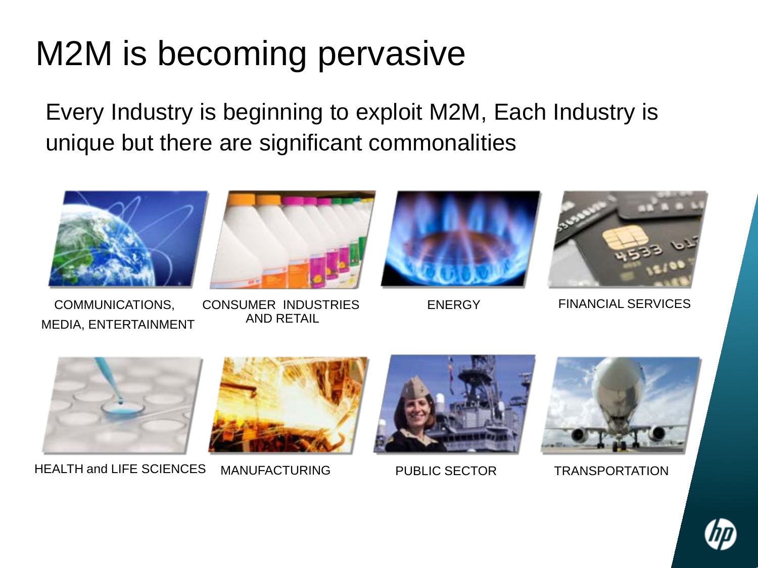# M2M is becoming pervasive

Every Industry is beginning to exploit M2M, Each Industry is unique but there are significant commonalities

COMMUNICATIONS, MEDIA, ENTERTAINMENT

CONSUMER INDUSTRIES AND RETAIL

ENERGY

FINANCIAL SERVICES

HEALTH and LIFE SCIENCES

MANUFACTURING

PUBLIC SECTOR

TRANSPORTATION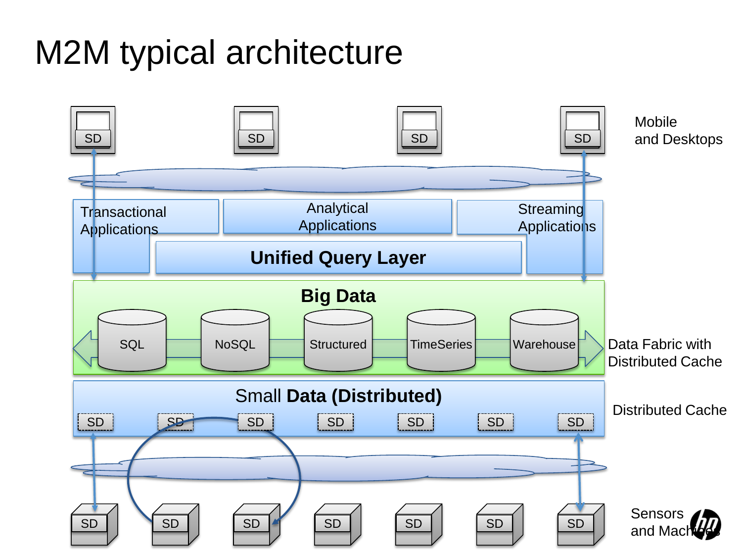# M2M typical architecture

SD SD SD SD

Mobile and Desktops

Transactional Applications

Analytical Applications

Streaming Applications

Unified Query Layer

Big Data

SQL NoSQL Structured TimeSeries Warehouse

Data Fabric with Distributed Cache

Small Data (Distributed)

SD SD SD SD SD SD SD

Distributed Cache

SD SD SD SD SD SD SD

Sensors and Machines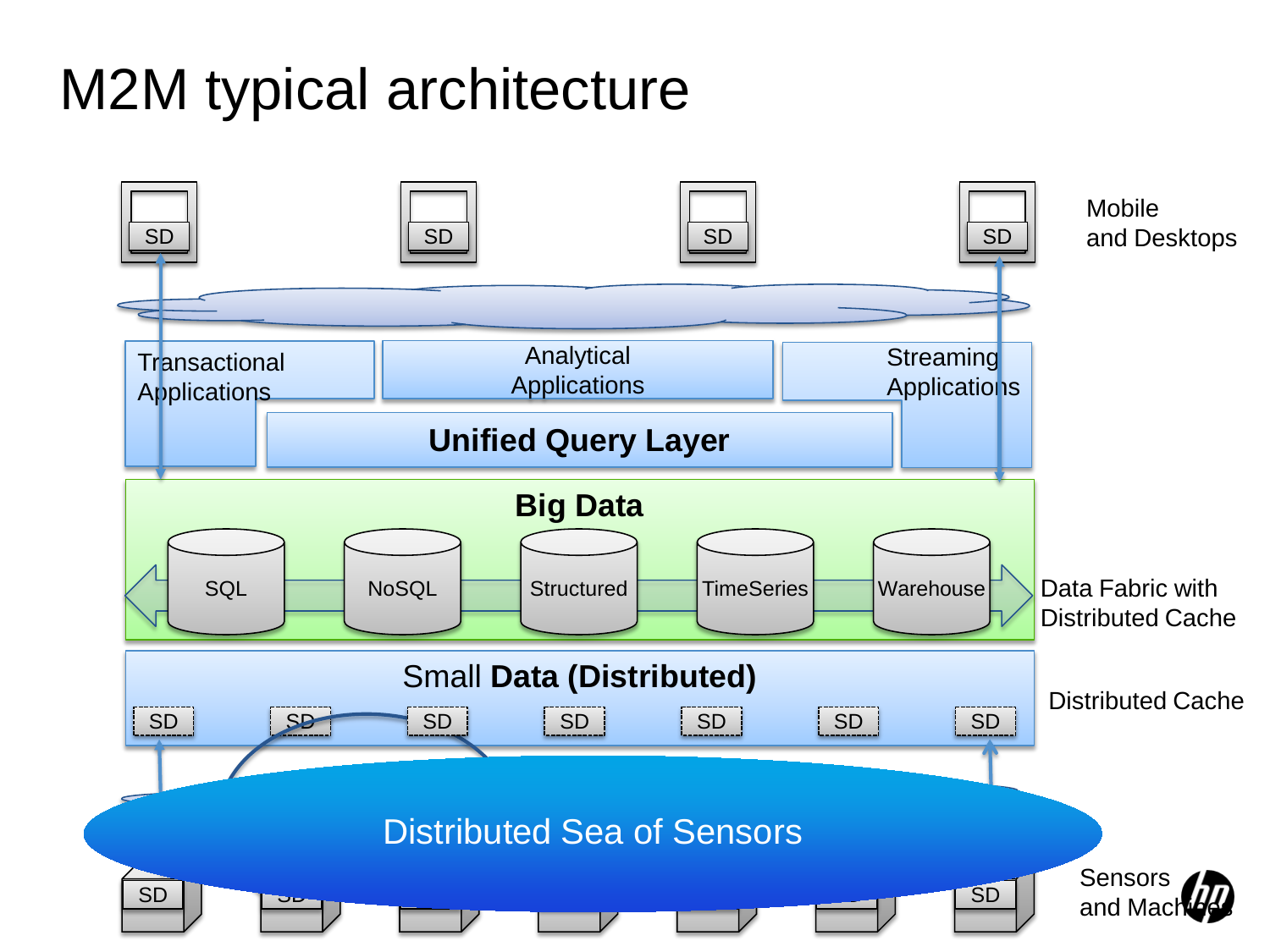# M2M typical architecture

SD SD SD SD

Mobile and Desktops

Transactional Applications

Analytical Applications

Streaming Applications

**Unified Query Layer**

**Big Data**

SQL NoSQL Structured TimeSeries Warehouse

Data Fabric with Distributed Cache

Small **Data (Distributed)**

SD SD SD SD SD SD SD

Distributed Cache

Distributed Sea of Sensors

SD SD SD

Sensors and Machines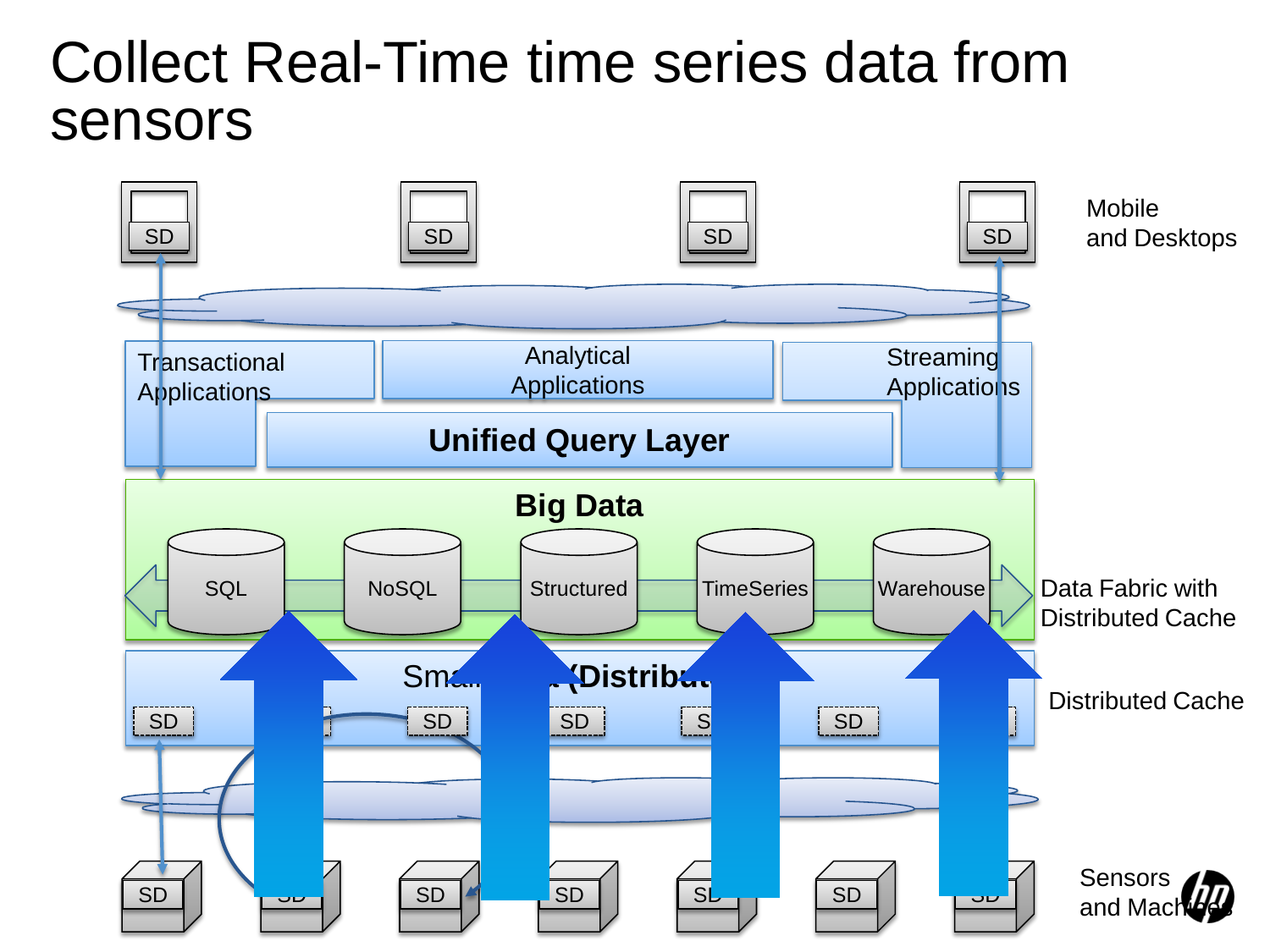# Collect Real-Time time series data from sensors

SD SD SD SD

Mobile and Desktops

Transactional Applications

Analytical Applications

Streaming Applications

**Unified Query Layer**

**Big Data**

SQL NoSQL Structured TimeSeries Warehouse

Data Fabric with Distributed Cache

Sma... (Distribu...

SD SD SD SD S SD

Distributed Cache

SD SD SD SD SD SD SD

Sensors and Machines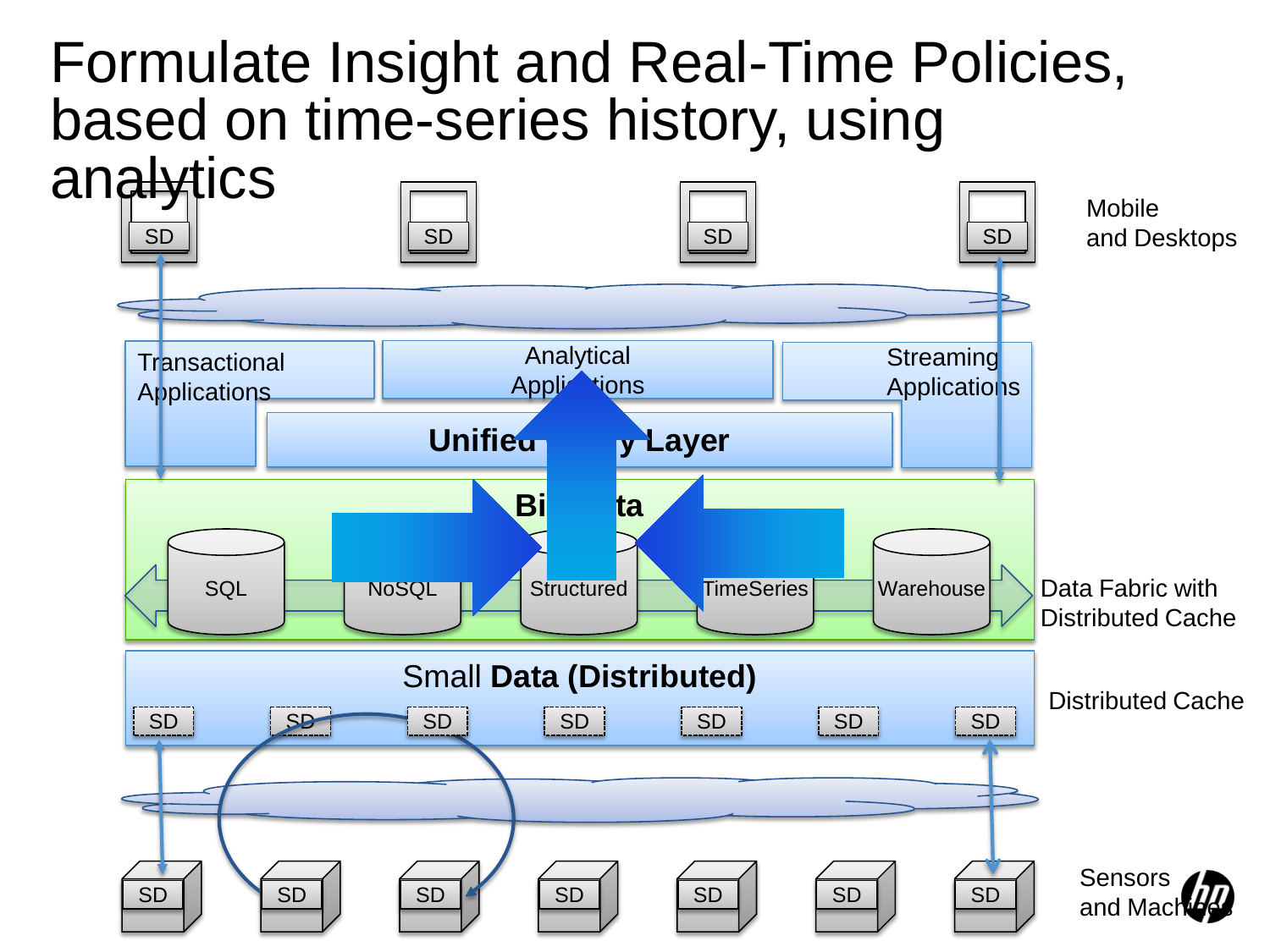# Formulate Insight and Real-Time Policies, based on time-series history, using analytics

SD SD SD SD

Mobile and Desktops

Transactional Applications

Analytical Applications

Streaming Applications

Unified Query Layer

Big Data

SQL

NoSQL

Structured

TimeSeries

Warehouse

Data Fabric with Distributed Cache

Small **Data (Distributed)**

SD SD SD SD SD SD SD

Distributed Cache

SD SD SD SD SD SD SD

Sensors and Machines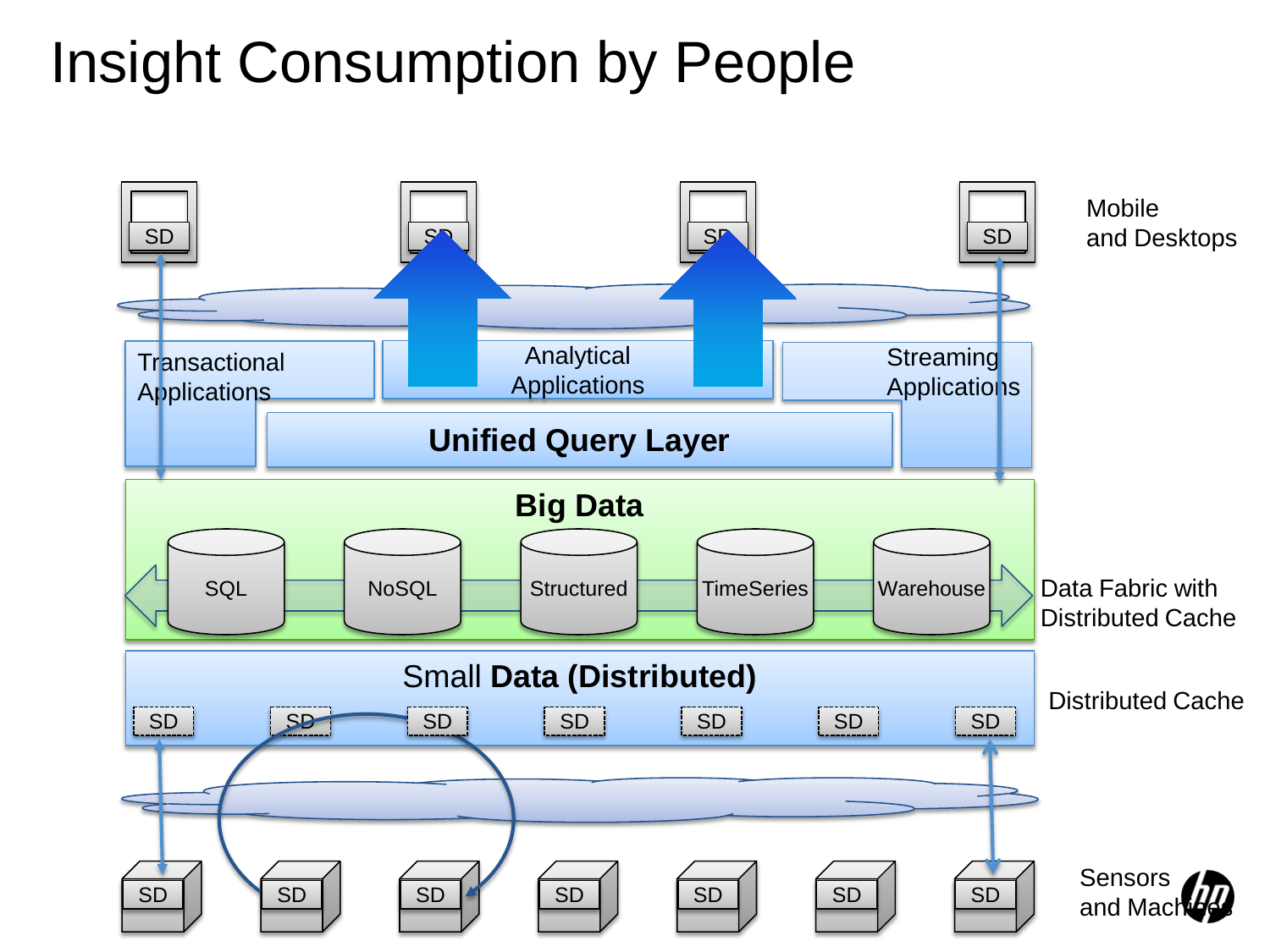# Insight Consumption by People

SD

SD

SD

SD

Mobile and Desktops

Transactional Applications

Analytical Applications

Streaming Applications

**Unified Query Layer**

**Big Data**

SQL

NoSQL

Structured

TimeSeries

Warehouse

Data Fabric with Distributed Cache

Small **Data (Distributed)**

SD SD SD SD SD SD SD

Distributed Cache

SD SD SD SD SD SD SD

Sensors and Machines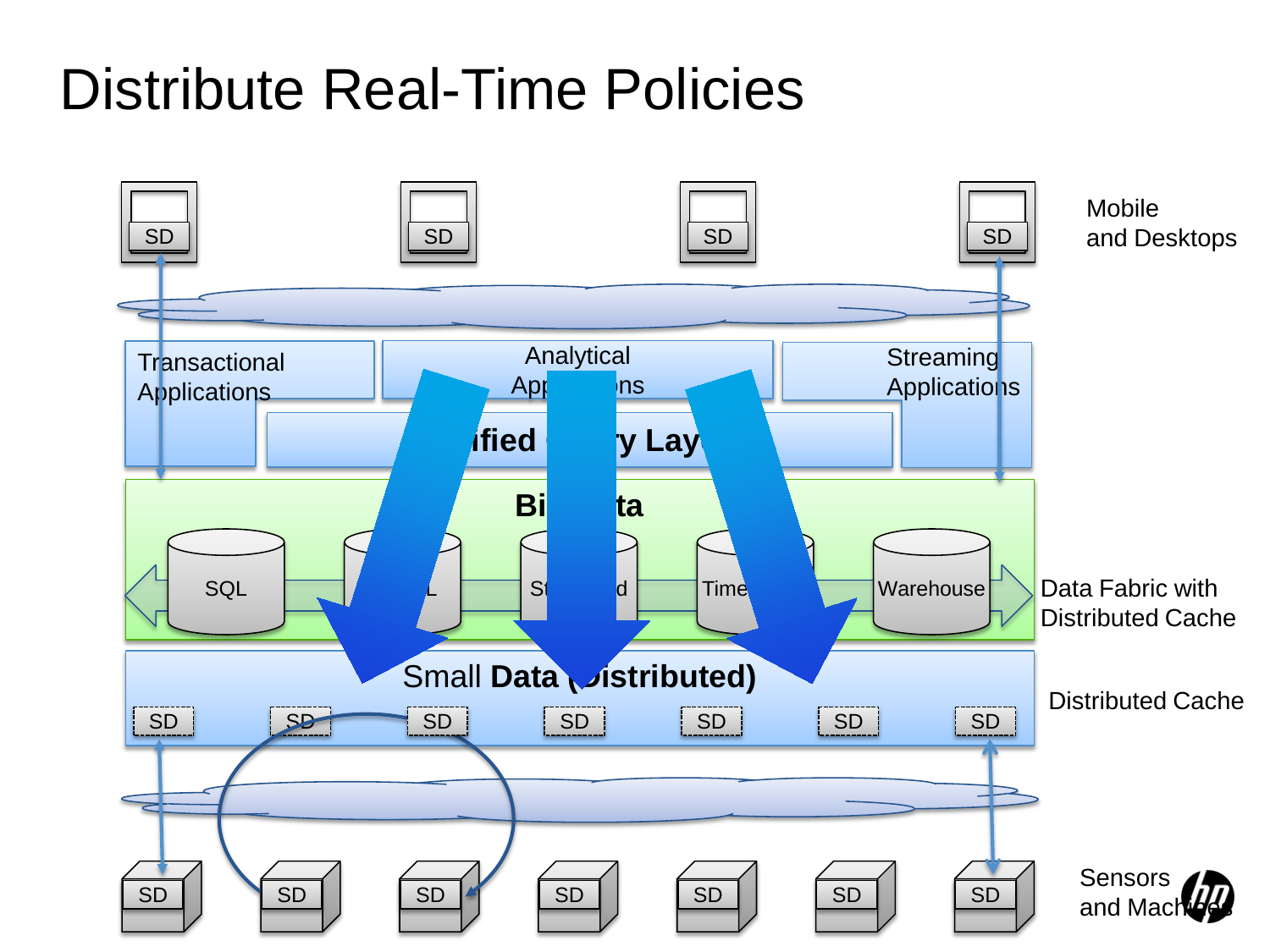# Distribute Real-Time Policies

SD SD SD SD — Mobile and Desktops

Transactional Applications | Analytical Applications | Streaming Applications

Unified Query Layer

Big Data

SQL | L | St d | Time | Warehouse — Data Fabric with Distributed Cache

Small **Data (Distributed)** — Distributed Cache

SD SD SD SD SD SD SD

SD SD SD SD SD SD SD — Sensors and Machines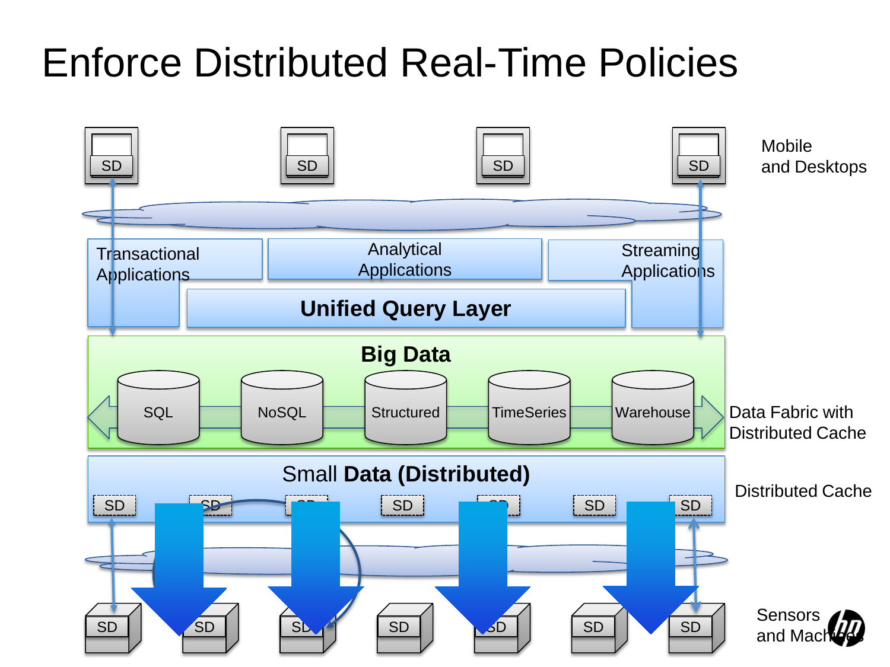# Enforce Distributed Real-Time Policies

SD
SD
SD
SD

Mobile and Desktops

Transactional Applications

Analytical Applications

Streaming Applications

**Unified Query Layer**

**Big Data**

SQL
NoSQL
Structured
TimeSeries
Warehouse

Data Fabric with Distributed Cache

Small **Data (Distributed)**

SD
SD
SD
SD
SD
SD
SD

Distributed Cache

SD
SD
SD
SD
SD
SD
SD

Sensors and Machines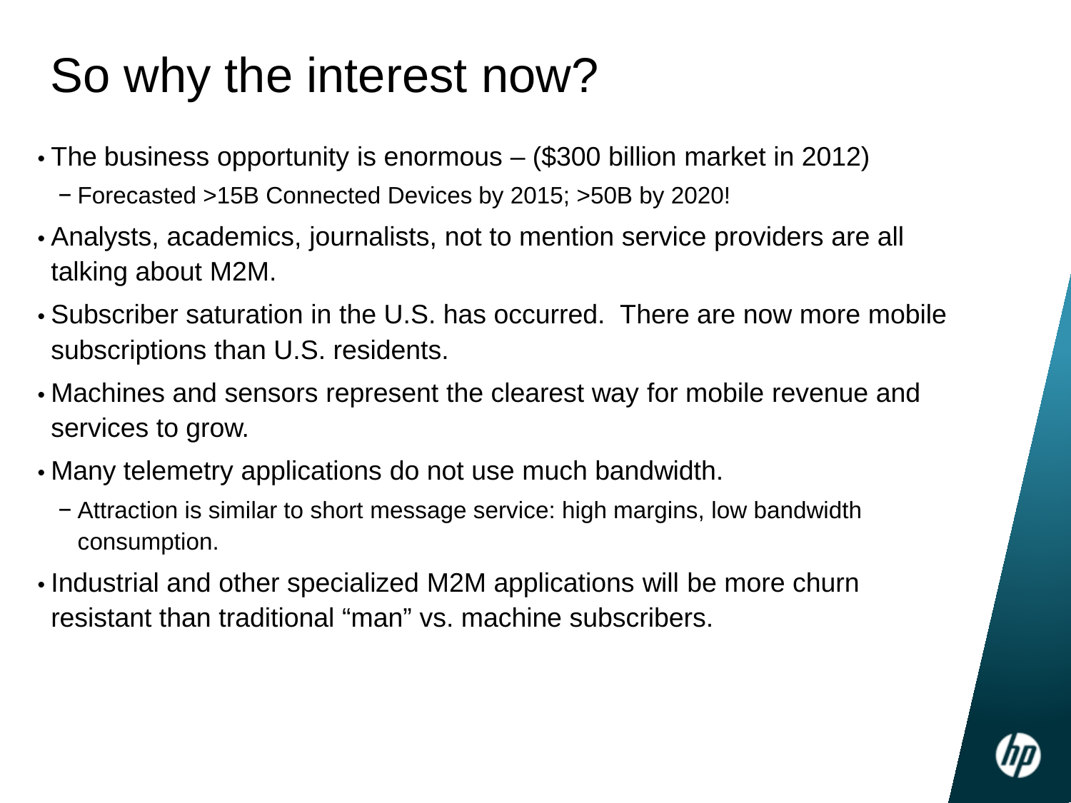# So why the interest now?

- The business opportunity is enormous – ($300 billion market in 2012)
  - Forecasted >15B Connected Devices by 2015; >50B by 2020!
- Analysts, academics, journalists, not to mention service providers are all talking about M2M.
- Subscriber saturation in the U.S. has occurred. There are now more mobile subscriptions than U.S. residents.
- Machines and sensors represent the clearest way for mobile revenue and services to grow.
- Many telemetry applications do not use much bandwidth.
  - Attraction is similar to short message service: high margins, low bandwidth consumption.
- Industrial and other specialized M2M applications will be more churn resistant than traditional "man" vs. machine subscribers.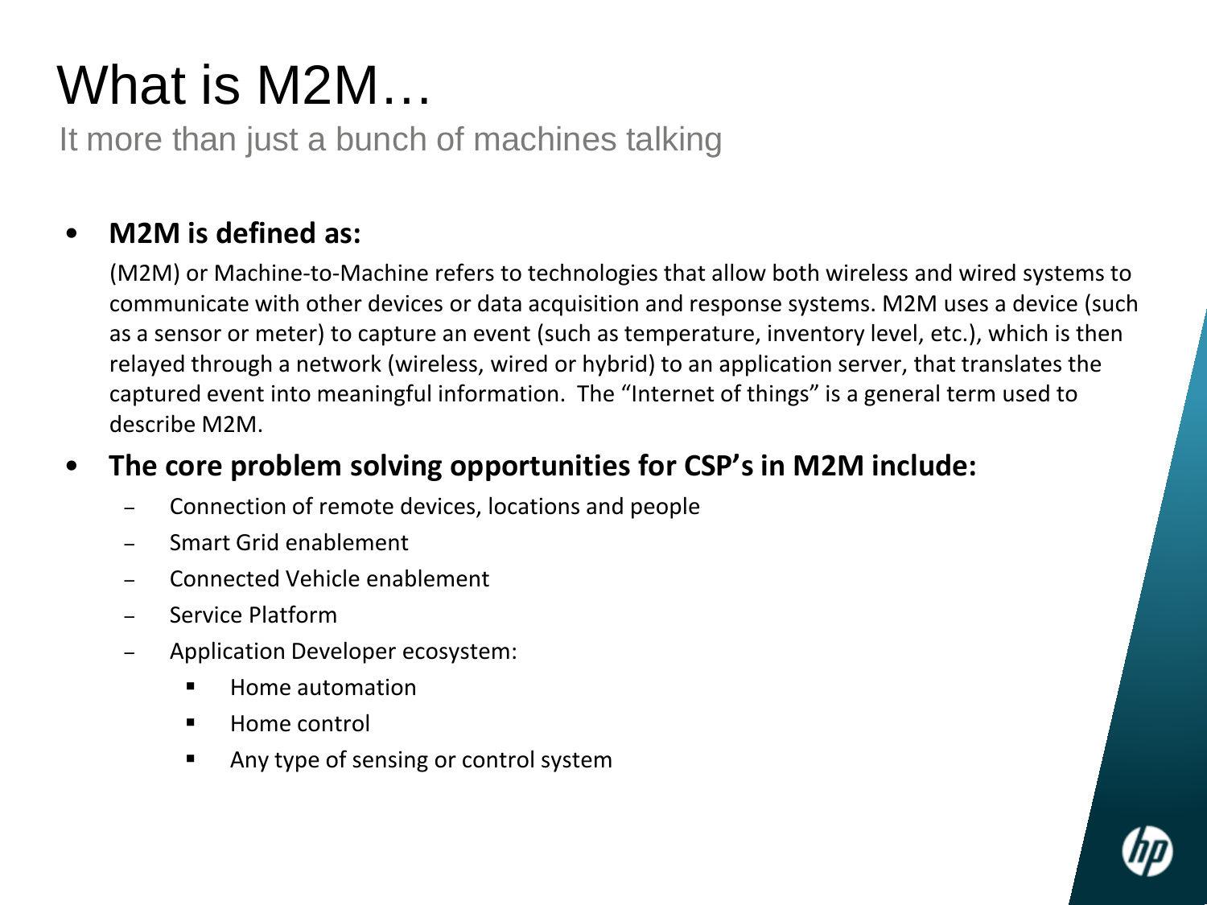# What is M2M…

It more than just a bunch of machines talking

- **M2M is defined as:**

  (M2M) or Machine-to-Machine refers to technologies that allow both wireless and wired systems to communicate with other devices or data acquisition and response systems. M2M uses a device (such as a sensor or meter) to capture an event (such as temperature, inventory level, etc.), which is then relayed through a network (wireless, wired or hybrid) to an application server, that translates the captured event into meaningful information. The "Internet of things" is a general term used to describe M2M.

- **The core problem solving opportunities for CSP's in M2M include:**
  - Connection of remote devices, locations and people
  - Smart Grid enablement
  - Connected Vehicle enablement
  - Service Platform
  - Application Developer ecosystem:
    - Home automation
    - Home control
    - Any type of sensing or control system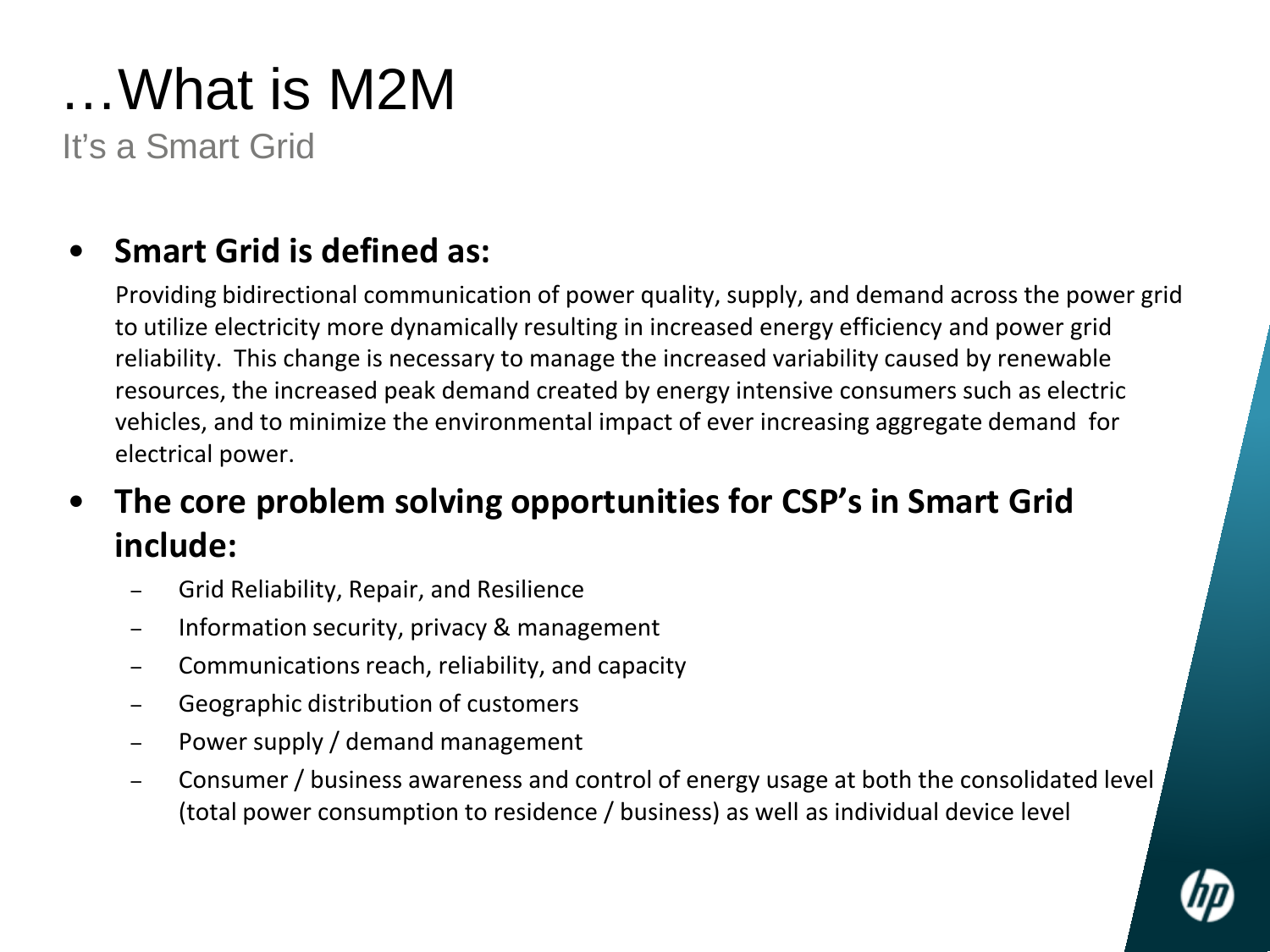# …What is M2M

## It's a Smart Grid

- **Smart Grid is defined as:**

  Providing bidirectional communication of power quality, supply, and demand across the power grid to utilize electricity more dynamically resulting in increased energy efficiency and power grid reliability. This change is necessary to manage the increased variability caused by renewable resources, the increased peak demand created by energy intensive consumers such as electric vehicles, and to minimize the environmental impact of ever increasing aggregate demand for electrical power.

- **The core problem solving opportunities for CSP's in Smart Grid include:**
  - Grid Reliability, Repair, and Resilience
  - Information security, privacy & management
  - Communications reach, reliability, and capacity
  - Geographic distribution of customers
  - Power supply / demand management
  - Consumer / business awareness and control of energy usage at both the consolidated level (total power consumption to residence / business) as well as individual device level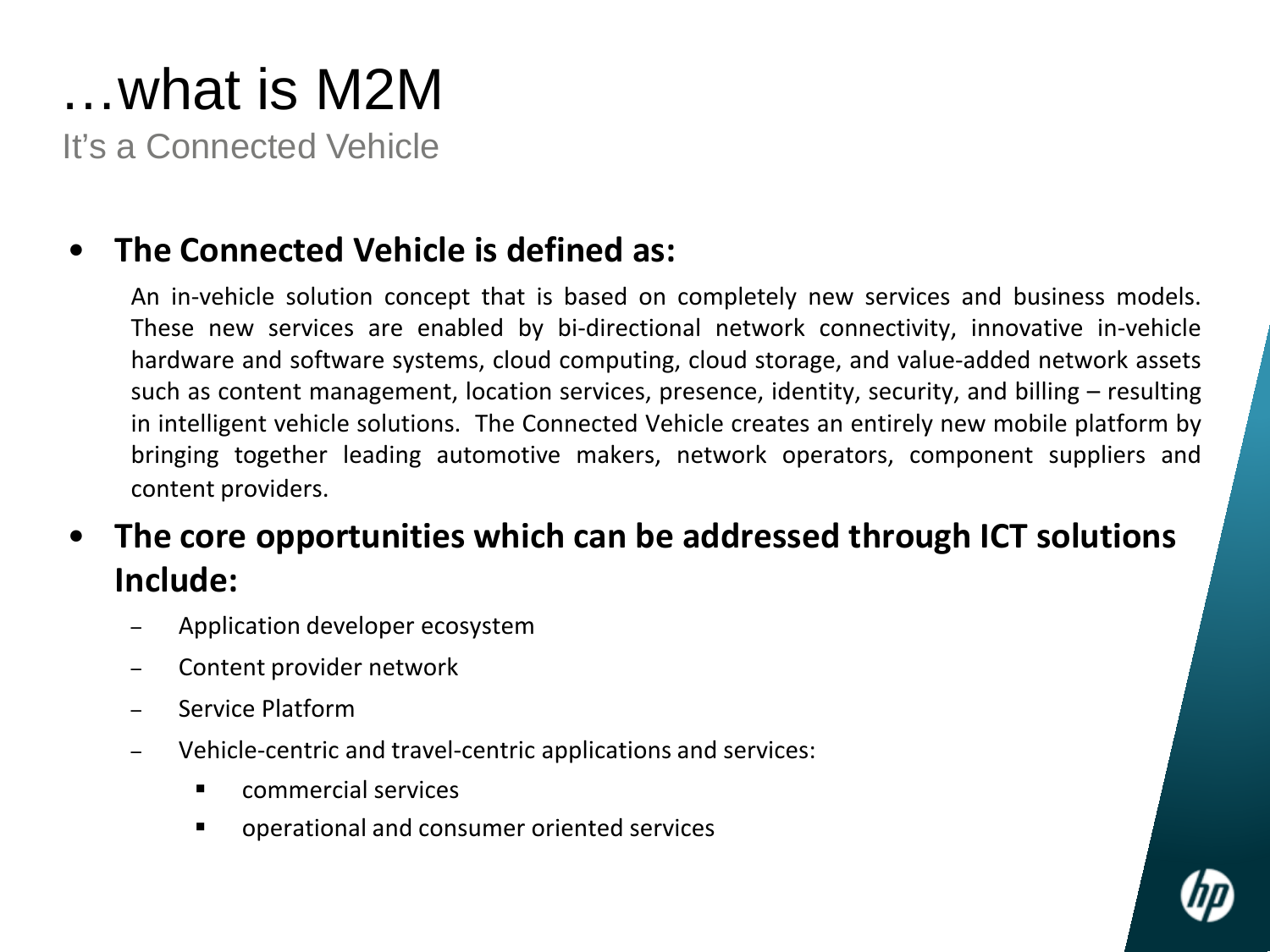# …what is M2M

## It's a Connected Vehicle

- **The Connected Vehicle is defined as:**

  An in-vehicle solution concept that is based on completely new services and business models. These new services are enabled by bi-directional network connectivity, innovative in-vehicle hardware and software systems, cloud computing, cloud storage, and value-added network assets such as content management, location services, presence, identity, security, and billing – resulting in intelligent vehicle solutions. The Connected Vehicle creates an entirely new mobile platform by bringing together leading automotive makers, network operators, component suppliers and content providers.

- **The core opportunities which can be addressed through ICT solutions Include:**
  - Application developer ecosystem
  - Content provider network
  - Service Platform
  - Vehicle-centric and travel-centric applications and services:
    - commercial services
    - operational and consumer oriented services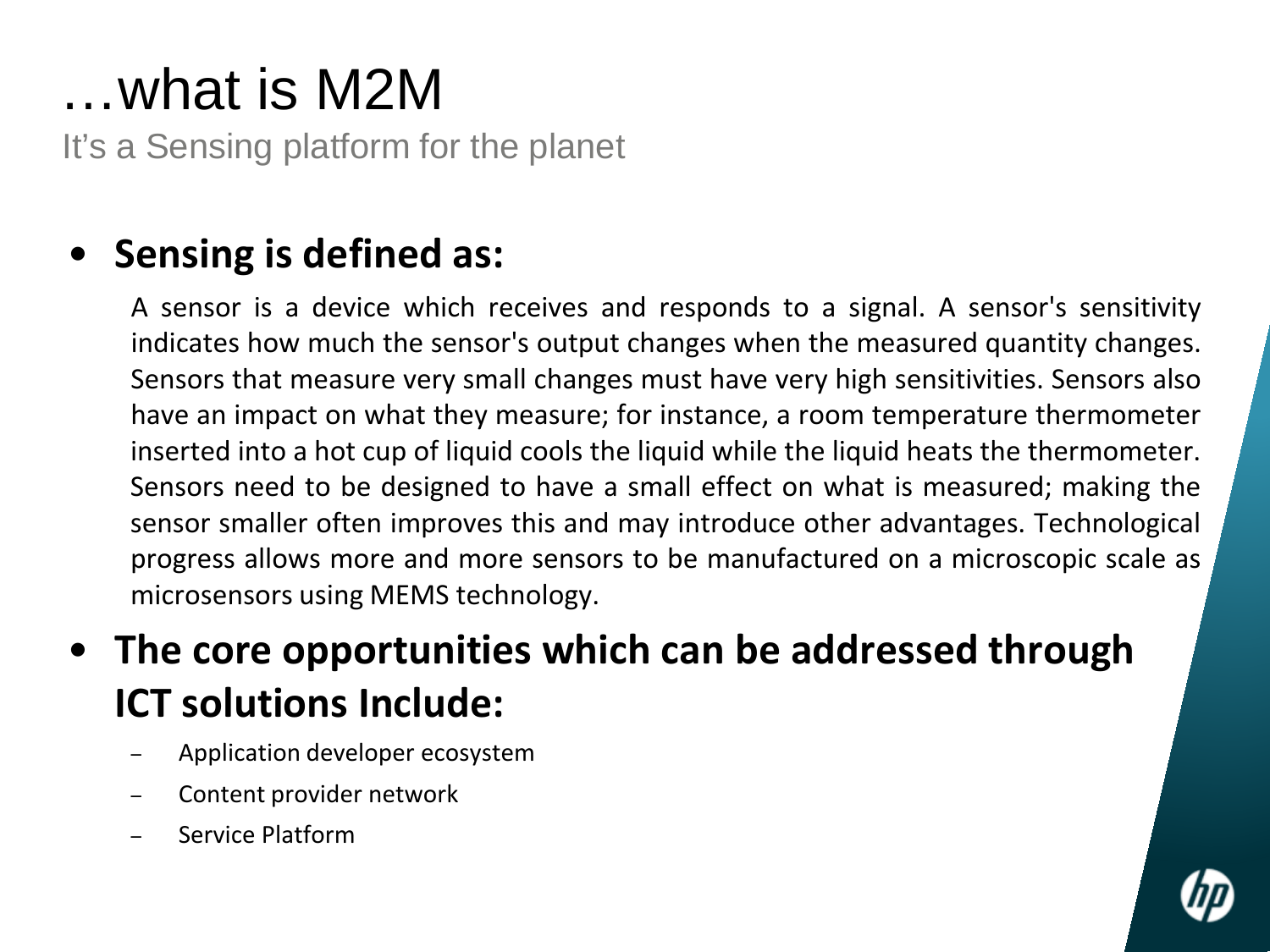# …what is M2M

It's a Sensing platform for the planet

- **Sensing is defined as:**

  A sensor is a device which receives and responds to a signal. A sensor's sensitivity indicates how much the sensor's output changes when the measured quantity changes. Sensors that measure very small changes must have very high sensitivities. Sensors also have an impact on what they measure; for instance, a room temperature thermometer inserted into a hot cup of liquid cools the liquid while the liquid heats the thermometer. Sensors need to be designed to have a small effect on what is measured; making the sensor smaller often improves this and may introduce other advantages. Technological progress allows more and more sensors to be manufactured on a microscopic scale as microsensors using MEMS technology.

- **The core opportunities which can be addressed through ICT solutions Include:**
  - Application developer ecosystem
  - Content provider network
  - Service Platform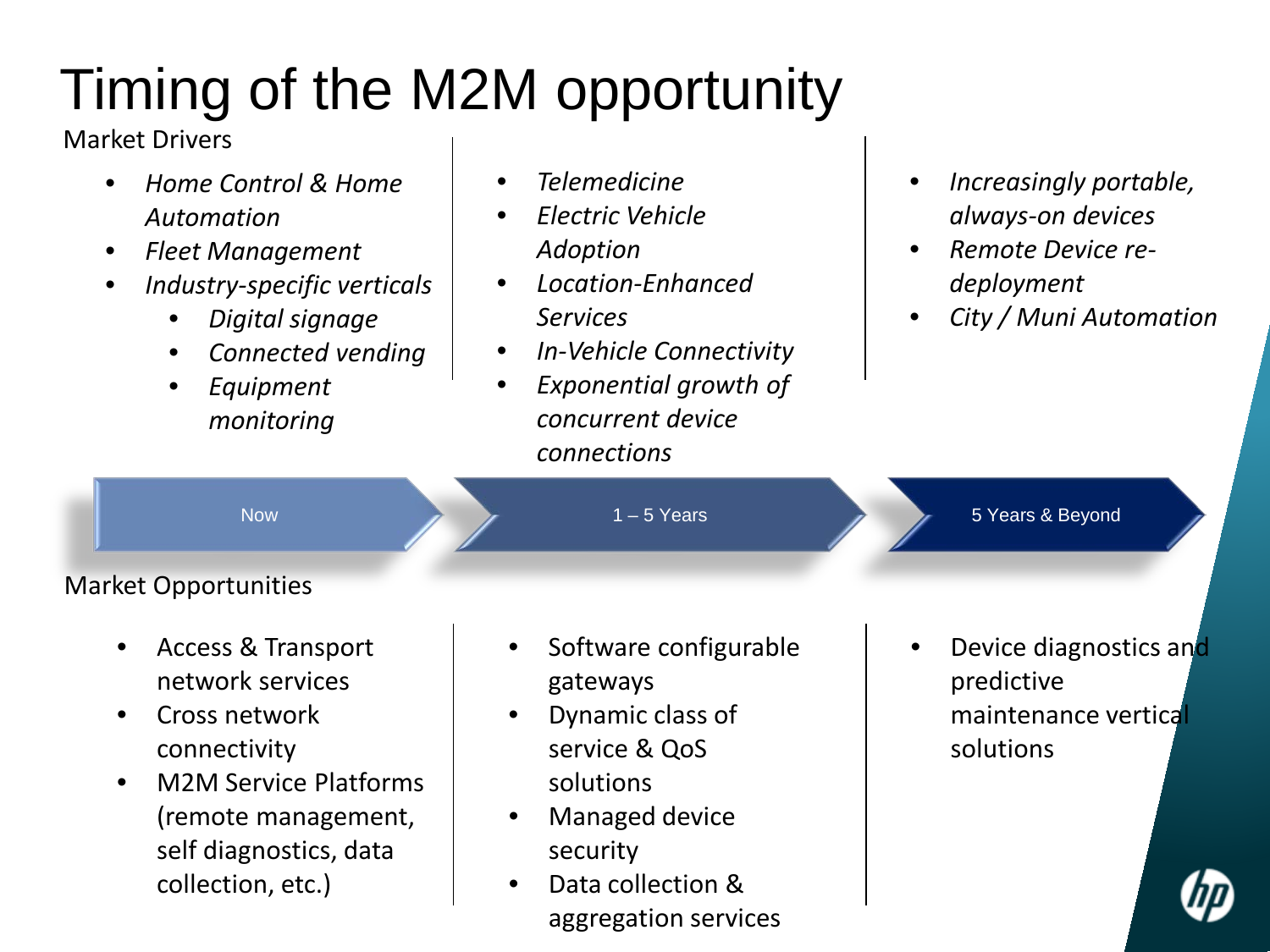# Timing of the M2M opportunity

Market Drivers

| Now | 1 – 5 Years | 5 Years & Beyond |
|---|---|---|
| • *Home Control & Home Automation*<br>• *Fleet Management*<br>• *Industry-specific verticals*<br>&nbsp;&nbsp;• *Digital signage*<br>&nbsp;&nbsp;• *Connected vending*<br>&nbsp;&nbsp;• *Equipment monitoring* | • *Telemedicine*<br>• *Electric Vehicle Adoption*<br>• *Location-Enhanced Services*<br>• *In-Vehicle Connectivity*<br>• *Exponential growth of concurrent device connections* | • *Increasingly portable, always-on devices*<br>• *Remote Device re-deployment*<br>• *City / Muni Automation* |

Market Opportunities

| Now | 1 – 5 Years | 5 Years & Beyond |
|---|---|---|
| • Access & Transport network services<br>• Cross network connectivity<br>• M2M Service Platforms (remote management, self diagnostics, data collection, etc.) | • Software configurable gateways<br>• Dynamic class of service & QoS solutions<br>• Managed device security<br>• Data collection & aggregation services | • Device diagnostics and predictive maintenance vertical solutions |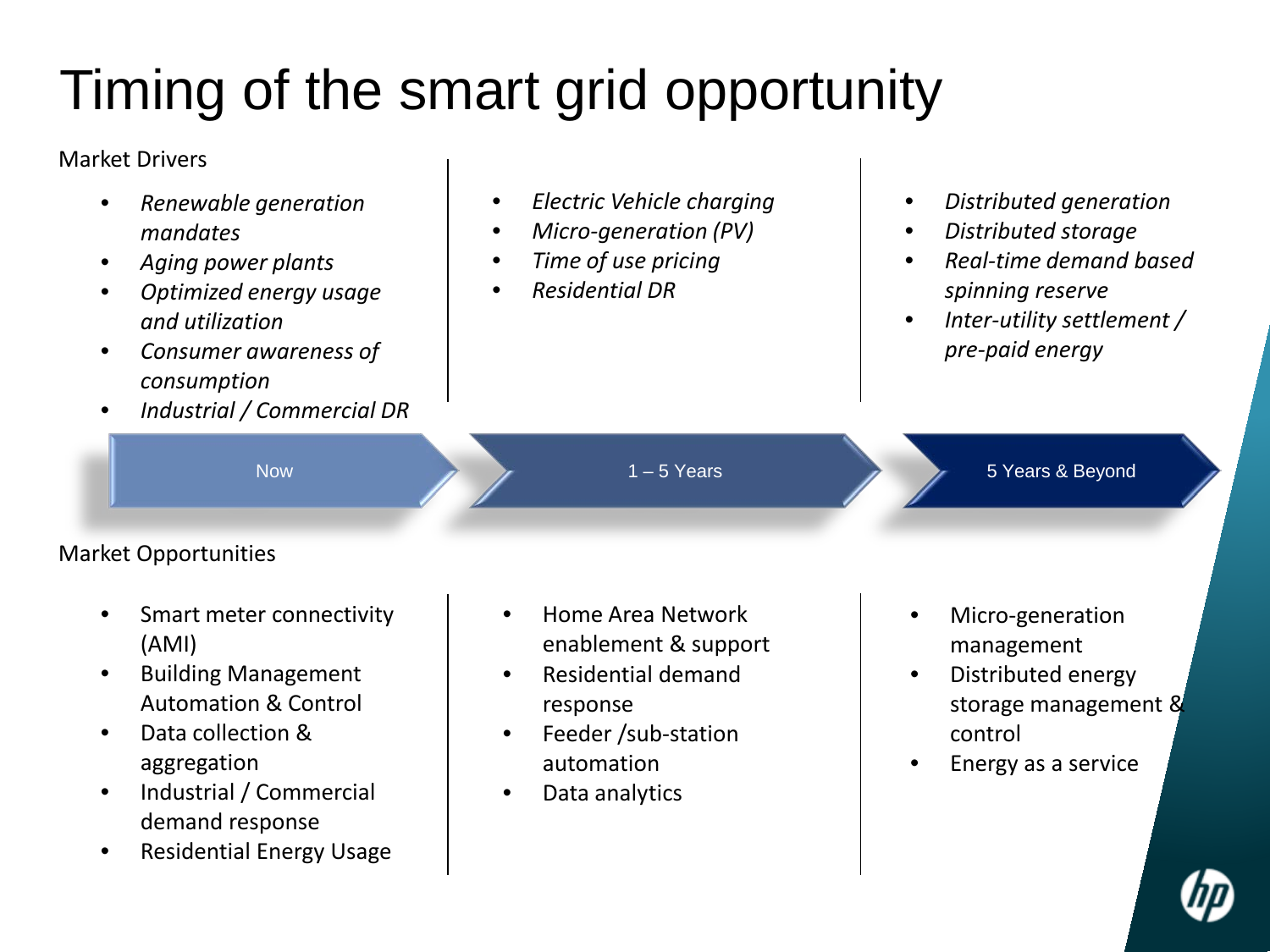# Timing of the smart grid opportunity

Market Drivers

| Now | 1 – 5 Years | 5 Years & Beyond |
|---|---|---|
| *Renewable generation mandates*<br>*Aging power plants*<br>*Optimized energy usage and utilization*<br>*Consumer awareness of consumption*<br>*Industrial / Commercial DR* | *Electric Vehicle charging*<br>*Micro-generation (PV)*<br>*Time of use pricing*<br>*Residential DR* | *Distributed generation*<br>*Distributed storage*<br>*Real-time demand based spinning reserve*<br>*Inter-utility settlement / pre-paid energy* |

Market Opportunities

| Now | 1 – 5 Years | 5 Years & Beyond |
|---|---|---|
| Smart meter connectivity (AMI)<br>Building Management Automation & Control<br>Data collection & aggregation<br>Industrial / Commercial demand response<br>Residential Energy Usage | Home Area Network enablement & support<br>Residential demand response<br>Feeder /sub-station automation<br>Data analytics | Micro-generation management<br>Distributed energy storage management & control<br>Energy as a service |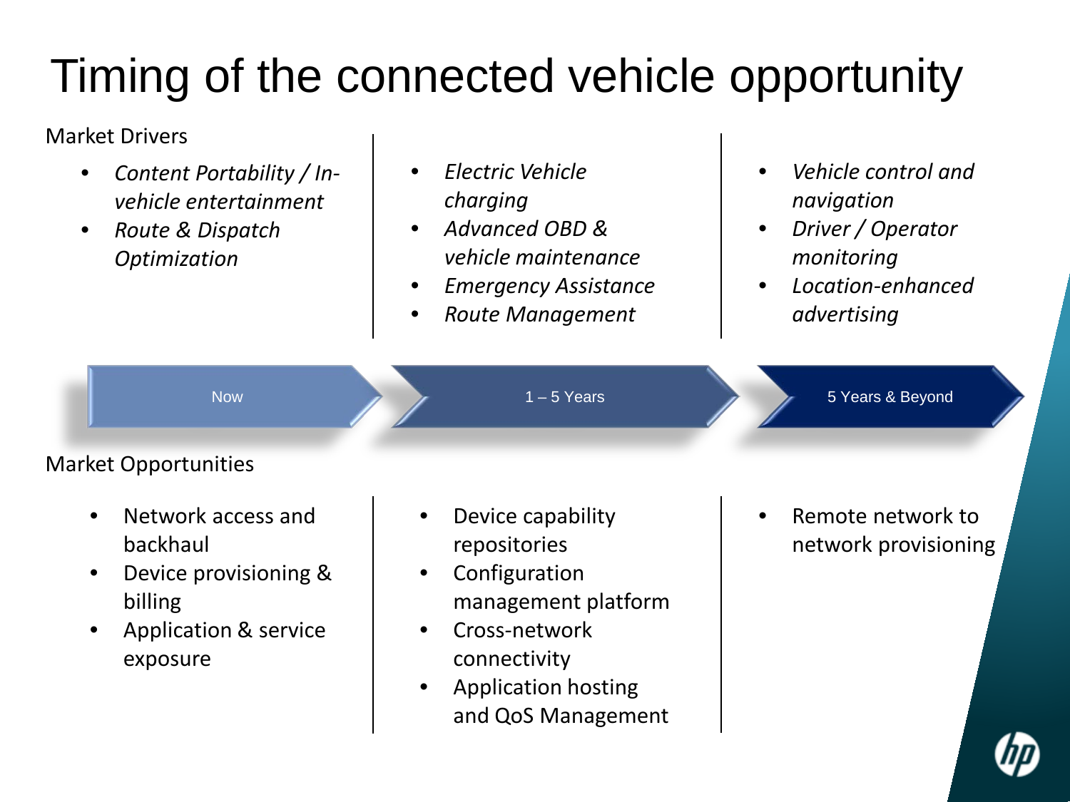# Timing of the connected vehicle opportunity

Market Drivers

| Now | 1 – 5 Years | 5 Years & Beyond |
|---|---|---|
| • *Content Portability / In-vehicle entertainment*<br>• *Route & Dispatch Optimization* | • *Electric Vehicle charging*<br>• *Advanced OBD & vehicle maintenance*<br>• *Emergency Assistance*<br>• *Route Management* | • *Vehicle control and navigation*<br>• *Driver / Operator monitoring*<br>• *Location-enhanced advertising* |

Market Opportunities

| Now | 1 – 5 Years | 5 Years & Beyond |
|---|---|---|
| • Network access and backhaul<br>• Device provisioning & billing<br>• Application & service exposure | • Device capability repositories<br>• Configuration management platform<br>• Cross-network connectivity<br>• Application hosting and QoS Management | • Remote network to network provisioning |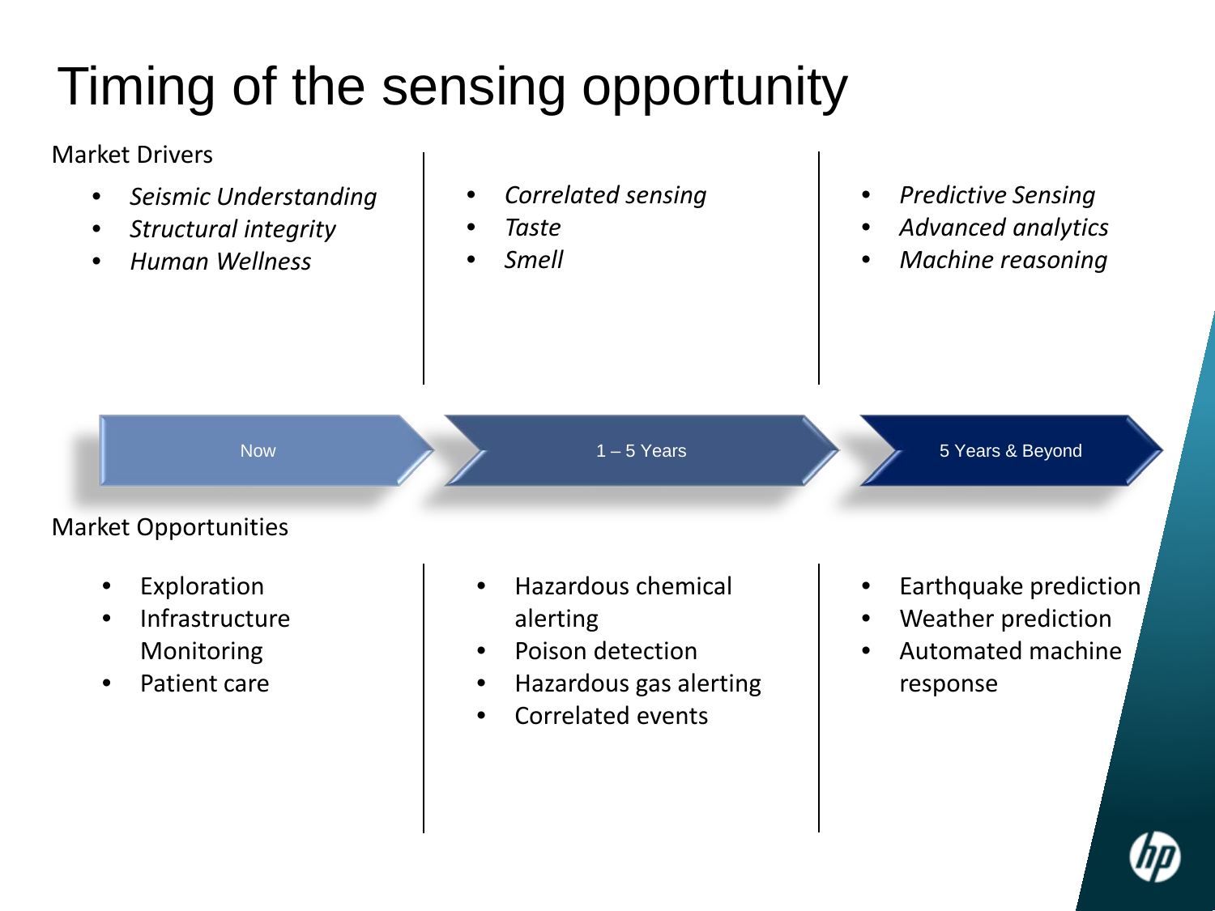# Timing of the sensing opportunity

Market Drivers

| Now | 1 – 5 Years | 5 Years & Beyond |
|---|---|---|
| *Seismic Understanding* | *Correlated sensing* | *Predictive Sensing* |
| *Structural integrity* | *Taste* | *Advanced analytics* |
| *Human Wellness* | *Smell* | *Machine reasoning* |

Market Opportunities

| Now | 1 – 5 Years | 5 Years & Beyond |
|---|---|---|
| Exploration | Hazardous chemical alerting | Earthquake prediction |
| Infrastructure Monitoring | Poison detection | Weather prediction |
| Patient care | Hazardous gas alerting | Automated machine response |
| | Correlated events | |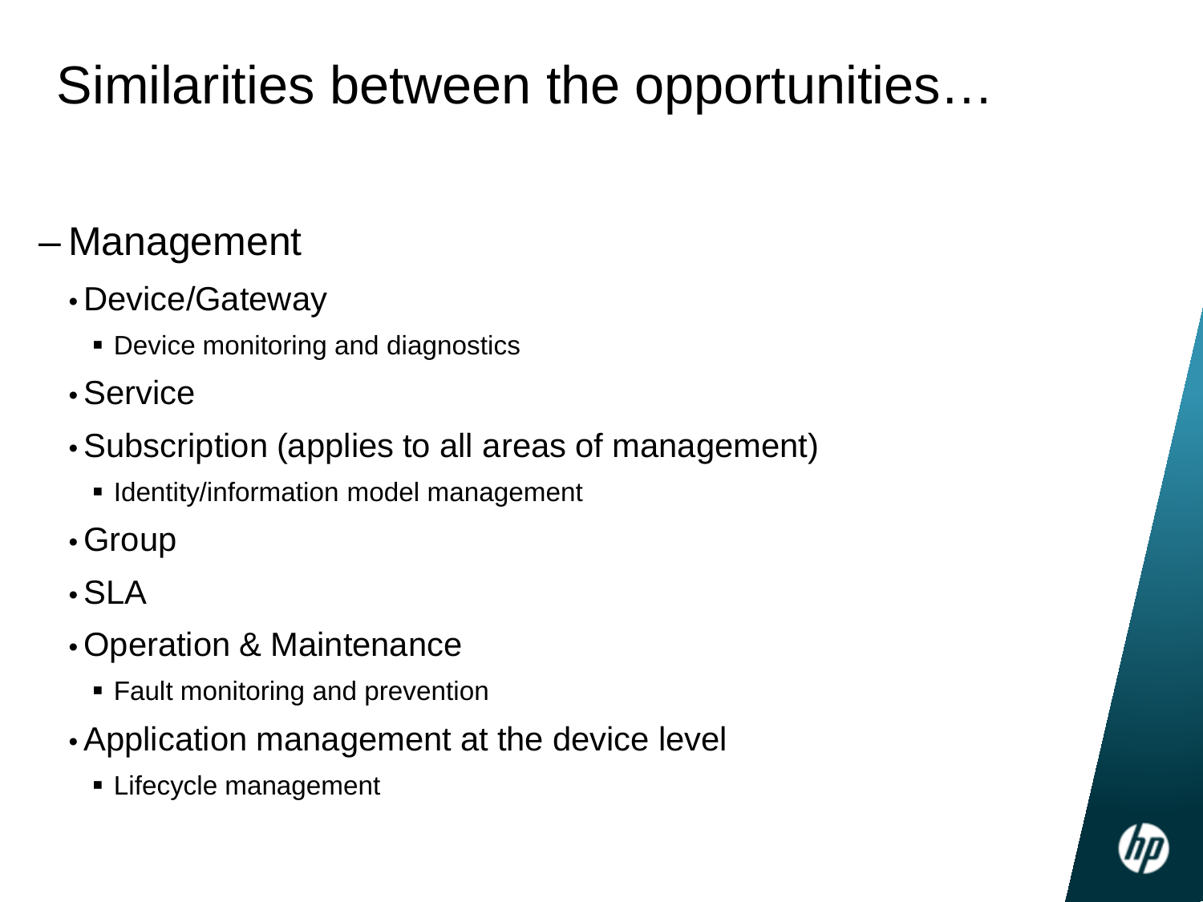# Similarities between the opportunities…

- Management
  - Device/Gateway
    - Device monitoring and diagnostics
  - Service
  - Subscription (applies to all areas of management)
    - Identity/information model management
  - Group
  - SLA
  - Operation & Maintenance
    - Fault monitoring and prevention
  - Application management at the device level
    - Lifecycle management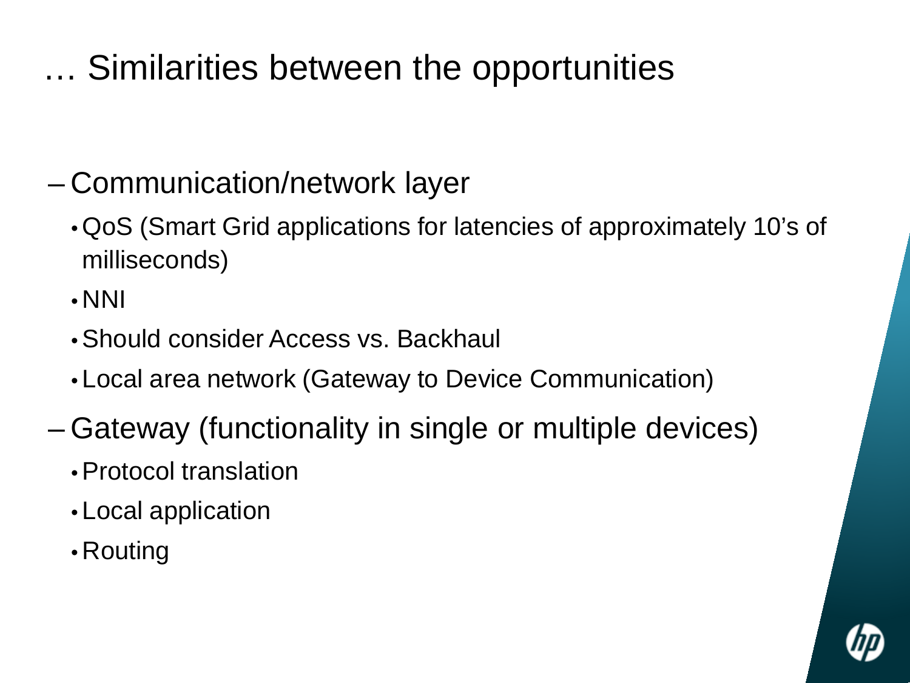# … Similarities between the opportunities

- Communication/network layer
  - QoS (Smart Grid applications for latencies of approximately 10's of milliseconds)
  - NNI
  - Should consider Access vs. Backhaul
  - Local area network (Gateway to Device Communication)
- Gateway (functionality in single or multiple devices)
  - Protocol translation
  - Local application
  - Routing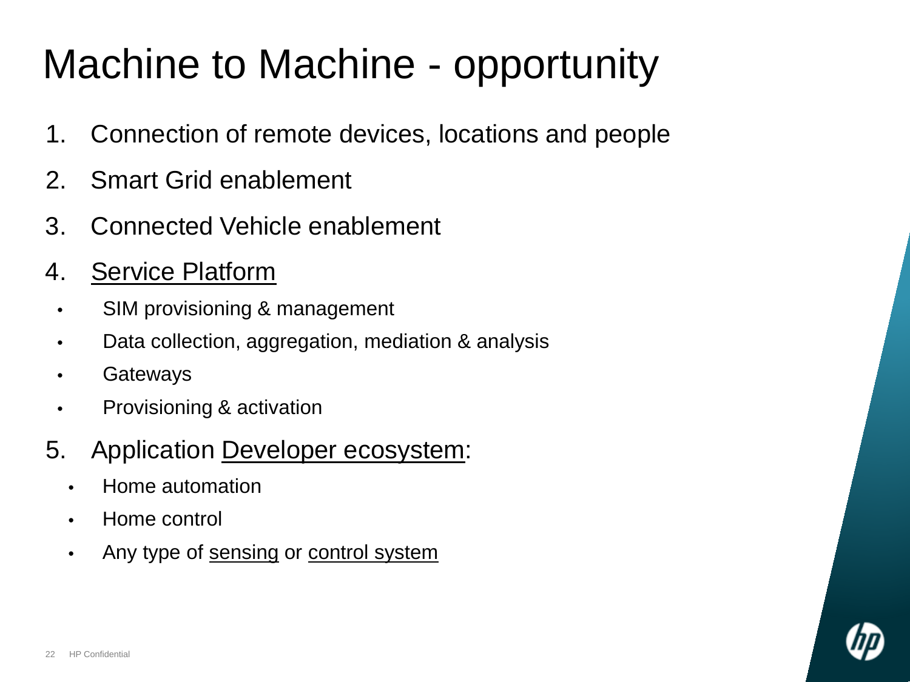# Machine to Machine - opportunity

1. Connection of remote devices, locations and people
2. Smart Grid enablement
3. Connected Vehicle enablement
4. <u>Service Platform</u>
   - SIM provisioning & management
   - Data collection, aggregation, mediation & analysis
   - Gateways
   - Provisioning & activation
5. Application <u>Developer ecosystem</u>:
   - Home automation
   - Home control
   - Any type of <u>sensing</u> or <u>control system</u>